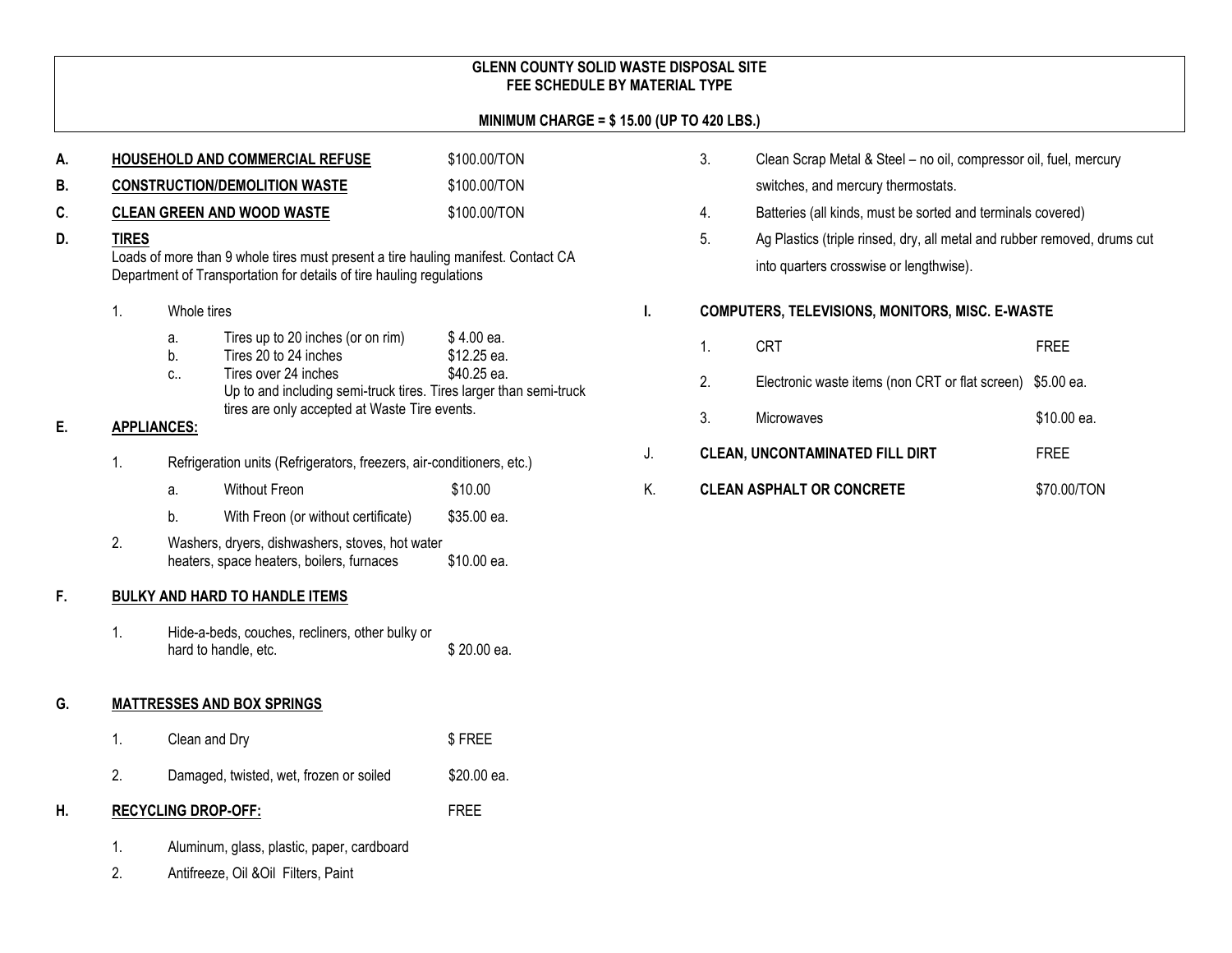# GLENN COUNTY SOLID WASTE DISPOSAL SITE
## FEE SCHEDULE BY MATERIAL TYPE

**MINIMUM CHARGE = $ 15.00 (UP TO 420 LBS.)**

**A. HOUSEHOLD AND COMMERCIAL REFUSE** — $100.00/TON

**B. CONSTRUCTION/DEMOLITION WASTE** — $100.00/TON

**C. CLEAN GREEN AND WOOD WASTE** — $100.00/TON

**D. TIRES**

Loads of more than 9 whole tires must present a tire hauling manifest. Contact CA Department of Transportation for details of tire hauling regulations

1. Whole tires
   - a. Tires up to 20 inches (or on rim) — $ 4.00 ea.
   - b. Tires 20 to 24 inches — $12.25 ea.
   - c.. Tires over 24 inches — $40.25 ea.
     Up to and including semi-truck tires. Tires larger than semi-truck tires are only accepted at Waste Tire events.

**E. APPLIANCES:**

1. Refrigeration units (Refrigerators, freezers, air-conditioners, etc.)
   - a. Without Freon — $10.00
   - b. With Freon (or without certificate) — $35.00 ea.
2. Washers, dryers, dishwashers, stoves, hot water heaters, space heaters, boilers, furnaces — $10.00 ea.

**F. BULKY AND HARD TO HANDLE ITEMS**

1. Hide-a-beds, couches, recliners, other bulky or hard to handle, etc. — $ 20.00 ea.

**G. MATTRESSES AND BOX SPRINGS**

1. Clean and Dry — $ FREE
2. Damaged, twisted, wet, frozen or soiled — $20.00 ea.

**H. RECYCLING DROP-OFF:** — FREE

1. Aluminum, glass, plastic, paper, cardboard
2. Antifreeze, Oil &Oil Filters, Paint
3. Clean Scrap Metal & Steel – no oil, compressor oil, fuel, mercury switches, and mercury thermostats.
4. Batteries (all kinds, must be sorted and terminals covered)
5. Ag Plastics (triple rinsed, dry, all metal and rubber removed, drums cut into quarters crosswise or lengthwise).

**I. COMPUTERS, TELEVISIONS, MONITORS, MISC. E-WASTE**

1. CRT — FREE
2. Electronic waste items (non CRT or flat screen) — $5.00 ea.
3. Microwaves — $10.00 ea.

**J. CLEAN, UNCONTAMINATED FILL DIRT** — FREE

**K. CLEAN ASPHALT OR CONCRETE** — $70.00/TON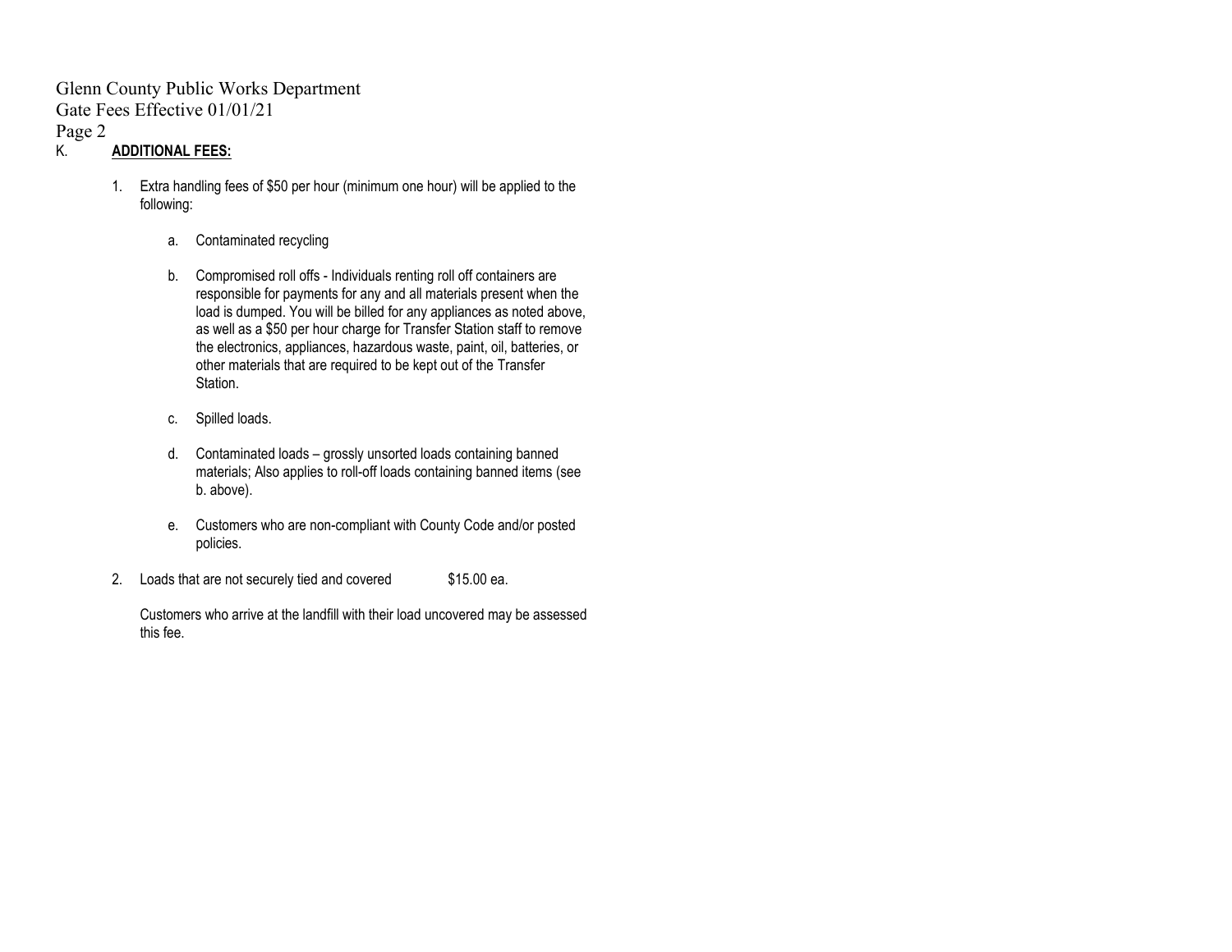K. **ADDITIONAL FEES:**

1. Extra handling fees of $50 per hour (minimum one hour) will be applied to the following:

   a. Contaminated recycling

   b. Compromised roll offs - Individuals renting roll off containers are responsible for payments for any and all materials present when the load is dumped. You will be billed for any appliances as noted above, as well as a $50 per hour charge for Transfer Station staff to remove the electronics, appliances, hazardous waste, paint, oil, batteries, or other materials that are required to be kept out of the Transfer Station.

   c. Spilled loads.

   d. Contaminated loads – grossly unsorted loads containing banned materials; Also applies to roll-off loads containing banned items (see b. above).

   e. Customers who are non-compliant with County Code and/or posted policies.

2. Loads that are not securely tied and covered $15.00 ea.

   Customers who arrive at the landfill with their load uncovered may be assessed this fee.